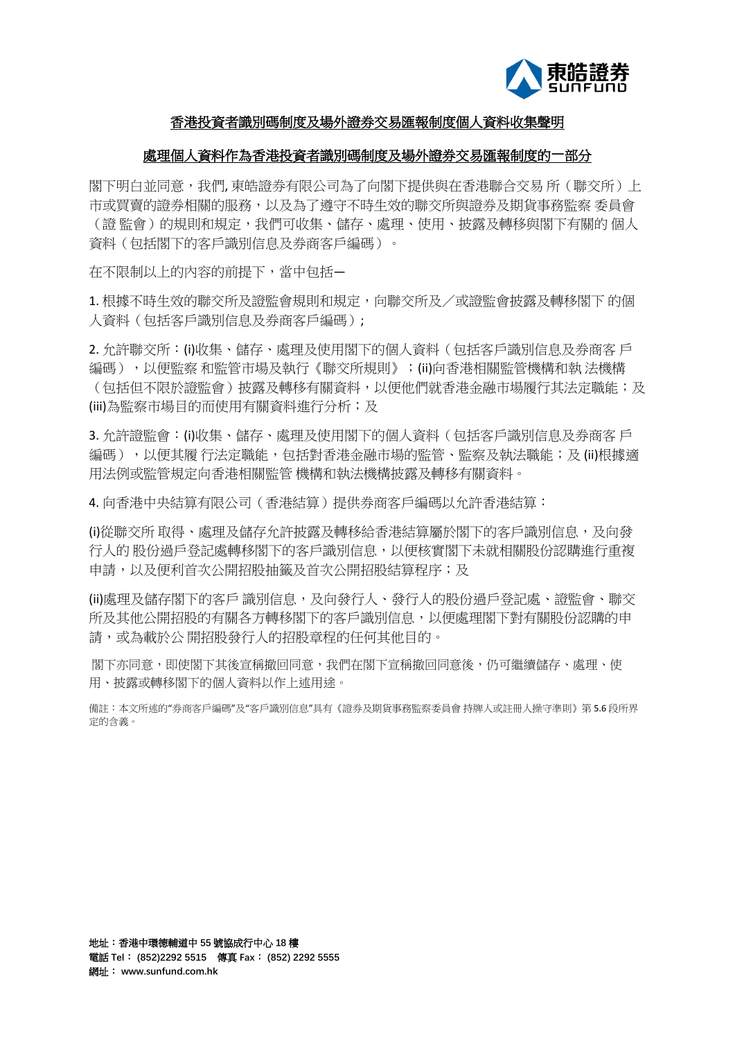## 香港投資者識別碼制度及場外證券交易匯報制度個人資料收集聲明

## 處理個人資料作為香港投資者識別碼制度及場外證券交易匯報制度的一部分

閣下明白並同意，我們, 東皓證券有限公司為了向閣下提供與在香港聯合交易 所（聯交所）上市或買賣的證券相關的服務，以及為了遵守不時生效的聯交所與證券及期貨事務監察 委員會（證 監會）的規則和規定，我們可收集、儲存、處理、使用、披露及轉移與閣下有關的 個人資料（包括閣下的客戶識別信息及券商客戶編碼）。

在不限制以上的內容的前提下，當中包括—

1. 根據不時生效的聯交所及證監會規則和規定，向聯交所及／或證監會披露及轉移閣下 的個人資料（包括客戶識別信息及券商客戶編碼）;

2. 允許聯交所：(i)收集、儲存、處理及使用閣下的個人資料（包括客戶識別信息及券商客 戶編碼），以便監察 和監管市場及執行《聯交所規則》；(ii)向香港相關監管機構和執 法機構（包括但不限於證監會）披露及轉移有關資料，以便他們就香港金融市場履行其法定職能；及 (iii)為監察市場目的而使用有關資料進行分析；及

3. 允許證監會：(i)收集、儲存、處理及使用閣下的個人資料（包括客戶識別信息及券商客 戶編碼），以便其履 行法定職能，包括對香港金融市場的監管、監察及執法職能；及 (ii)根據適用法例或監管規定向香港相關監管 機構和執法機構披露及轉移有關資料。

4. 向香港中央結算有限公司（香港結算）提供券商客戶編碼以允許香港結算：

(i)從聯交所 取得、處理及儲存允許披露及轉移給香港結算屬於閣下的客戶識別信息，及向發行人的 股份過戶登記處轉移閣下的客戶識別信息，以便核實閣下未就相關股份認購進行重複申請，以及便利首次公開招股抽籤及首次公開招股結算程序；及

(ii)處理及儲存閣下的客戶 識別信息，及向發行人、發行人的股份過戶登記處、證監會、聯交所及其他公開招股的有關各方轉移閣下的客戶識別信息，以便處理閣下對有關股份認購的申請，或為載於公 開招股發行人的招股章程的任何其他目的。

閣下亦同意，即使閣下其後宣稱撤回同意，我們在閣下宣稱撤回同意後，仍可繼續儲存、處理、使用、披露或轉移閣下的個人資料以作上述用途。

備註：本文所述的"券商客戶編碼"及"客戶識別信息"具有《證券及期貨事務監察委員會 持牌人或註冊人操守準則》第 5.6 段所界定的含義。

**地址：香港中環德輔道中 55 號協成行中心 18 樓**
**電話 Tel： (852)2292 5515　傳真 Fax： (852) 2292 5555**
**網址： www.sunfund.com.hk**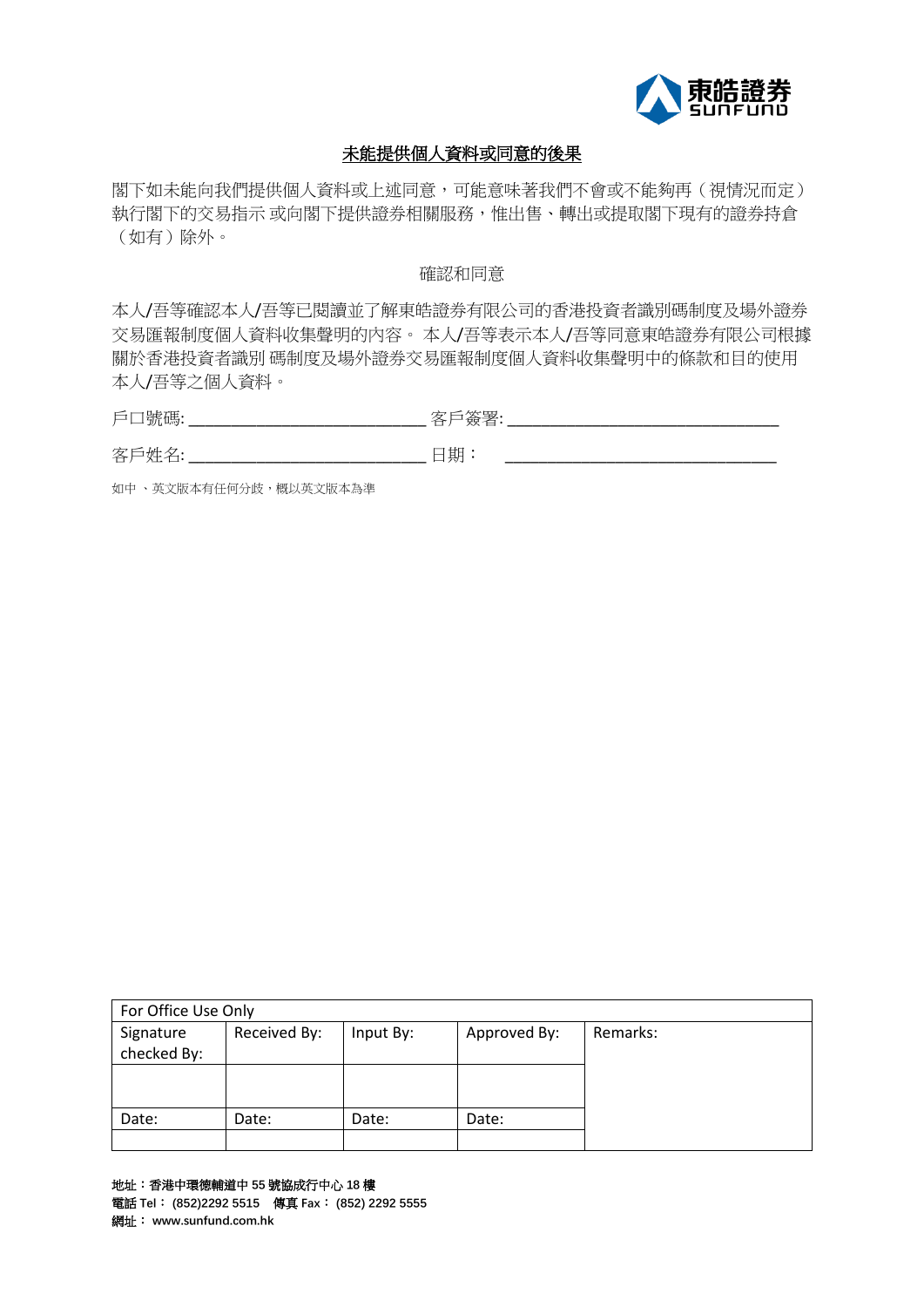## 未能提供個人資料或同意的後果

閣下如未能向我們提供個人資料或上述同意，可能意味著我們不會或不能夠再（視情況而定）執行閣下的交易指示 或向閣下提供證券相關服務，惟出售、轉出或提取閣下現有的證券持倉（如有）除外。

確認和同意

本人/吾等確認本人/吾等已閱讀並了解東皓證券有限公司的香港投資者識別碼制度及場外證券交易匯報制度個人資料收集聲明的內容。 本人/吾等表示本人/吾等同意東皓證券有限公司根據關於香港投資者識別 碼制度及場外證券交易匯報制度個人資料收集聲明中的條款和目的使用本人/吾等之個人資料。

戶口號碼: ___________________________ 客戶簽署: _______________________________

客戶姓名: ___________________________ 日期： _______________________________

如中 、英文版本有任何分歧，概以英文版本為準

| For Office Use Only | | | | |
|---|---|---|---|---|
| Signature checked By: | Received By: | Input By: | Approved By: | Remarks: |
| | | | | |
| Date: | Date: | Date: | Date: | |
| | | | | |

**地址：香港中環德輔道中 55 號協成行中心 18 樓**
**電話 Tel： (852)2292 5515 傳真 Fax： (852) 2292 5555**
**網址： www.sunfund.com.hk**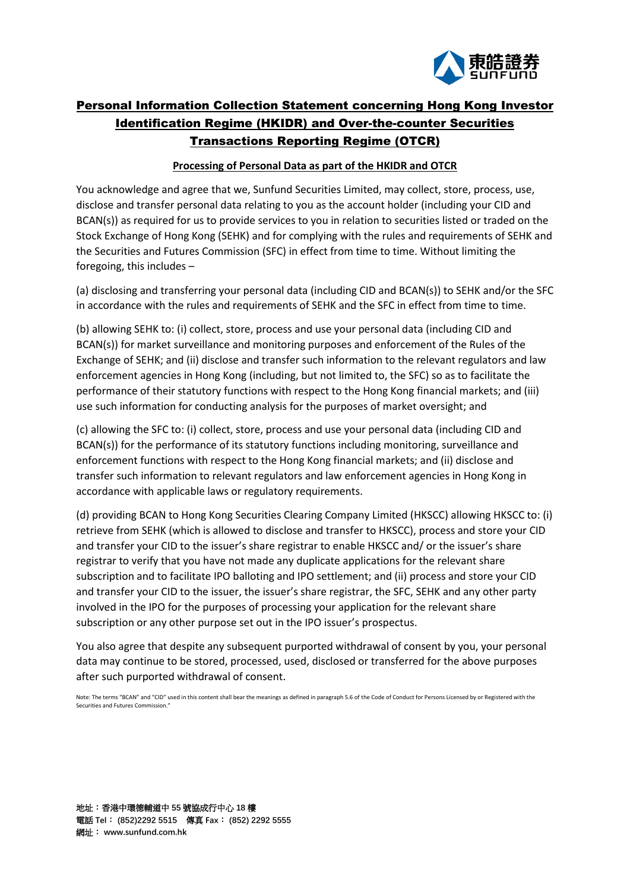# Personal Information Collection Statement concerning Hong Kong Investor Identification Regime (HKIDR) and Over-the-counter Securities Transactions Reporting Regime (OTCR)

## Processing of Personal Data as part of the HKIDR and OTCR

You acknowledge and agree that we, Sunfund Securities Limited, may collect, store, process, use, disclose and transfer personal data relating to you as the account holder (including your CID and BCAN(s)) as required for us to provide services to you in relation to securities listed or traded on the Stock Exchange of Hong Kong (SEHK) and for complying with the rules and requirements of SEHK and the Securities and Futures Commission (SFC) in effect from time to time. Without limiting the foregoing, this includes –

(a) disclosing and transferring your personal data (including CID and BCAN(s)) to SEHK and/or the SFC in accordance with the rules and requirements of SEHK and the SFC in effect from time to time.

(b) allowing SEHK to: (i) collect, store, process and use your personal data (including CID and BCAN(s)) for market surveillance and monitoring purposes and enforcement of the Rules of the Exchange of SEHK; and (ii) disclose and transfer such information to the relevant regulators and law enforcement agencies in Hong Kong (including, but not limited to, the SFC) so as to facilitate the performance of their statutory functions with respect to the Hong Kong financial markets; and (iii) use such information for conducting analysis for the purposes of market oversight; and

(c) allowing the SFC to: (i) collect, store, process and use your personal data (including CID and BCAN(s)) for the performance of its statutory functions including monitoring, surveillance and enforcement functions with respect to the Hong Kong financial markets; and (ii) disclose and transfer such information to relevant regulators and law enforcement agencies in Hong Kong in accordance with applicable laws or regulatory requirements.

(d) providing BCAN to Hong Kong Securities Clearing Company Limited (HKSCC) allowing HKSCC to: (i) retrieve from SEHK (which is allowed to disclose and transfer to HKSCC), process and store your CID and transfer your CID to the issuer's share registrar to enable HKSCC and/ or the issuer's share registrar to verify that you have not made any duplicate applications for the relevant share subscription and to facilitate IPO balloting and IPO settlement; and (ii) process and store your CID and transfer your CID to the issuer, the issuer's share registrar, the SFC, SEHK and any other party involved in the IPO for the purposes of processing your application for the relevant share subscription or any other purpose set out in the IPO issuer's prospectus.

You also agree that despite any subsequent purported withdrawal of consent by you, your personal data may continue to be stored, processed, used, disclosed or transferred for the above purposes after such purported withdrawal of consent.

Note: The terms "BCAN" and "CID" used in this content shall bear the meanings as defined in paragraph 5.6 of the Code of Conduct for Persons Licensed by or Registered with the Securities and Futures Commission."

地址：香港中環德輔道中 55 號協成行中心 18 樓
電話 Tel： (852)2292 5515　傳真 Fax： (852) 2292 5555
網址： www.sunfund.com.hk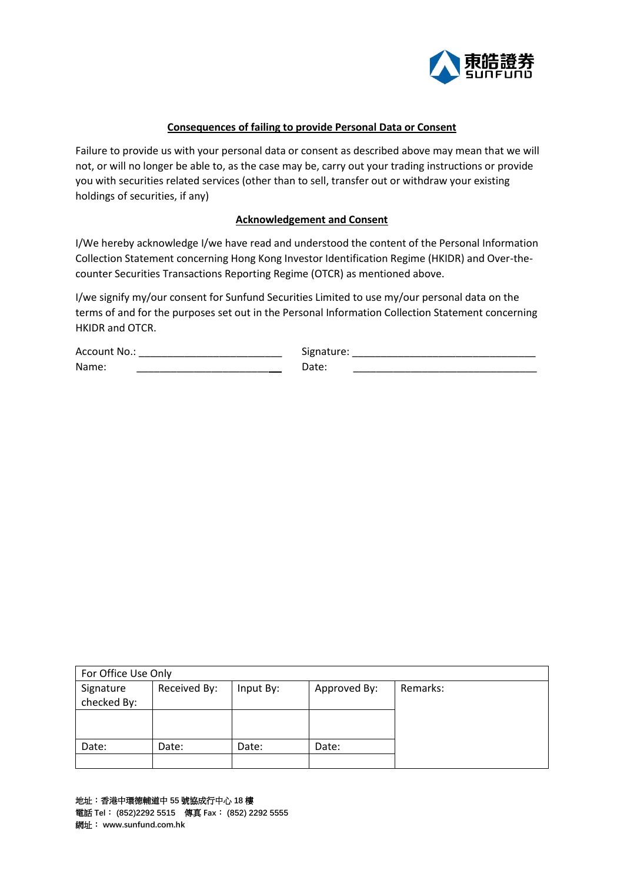**Consequences of failing to provide Personal Data or Consent**

Failure to provide us with your personal data or consent as described above may mean that we will not, or will no longer be able to, as the case may be, carry out your trading instructions or provide you with securities related services (other than to sell, transfer out or withdraw your existing holdings of securities, if any)

**Acknowledgement and Consent**

I/We hereby acknowledge I/we have read and understood the content of the Personal Information Collection Statement concerning Hong Kong Investor Identification Regime (HKIDR) and Over-the-counter Securities Transactions Reporting Regime (OTCR) as mentioned above.

I/we signify my/our consent for Sunfund Securities Limited to use my/our personal data on the terms of and for the purposes set out in the Personal Information Collection Statement concerning HKIDR and OTCR.

Account No.: _________________________ Signature: _________________________________

Name: _________________________ Date: _________________________________

| For Office Use Only | | | | |
|---|---|---|---|---|
| Signature checked By: | Received By: | Input By: | Approved By: | Remarks: |
| | | | | |
| Date: | Date: | Date: | Date: | |
| | | | | |

地址：香港中環德輔道中 55 號協成行中心 18 樓
電話 Tel： (852)2292 5515 傳真 Fax： (852) 2292 5555
網址： www.sunfund.com.hk